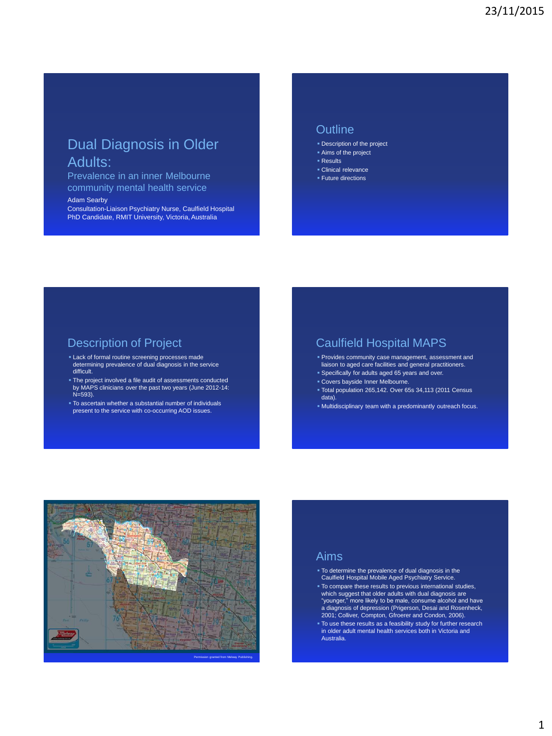# Dual Diagnosis in Older Adults:

## Prevalence in an inner Melbourne community mental health service

Adam Searby
Consultation-Liaison Psychiatry Nurse, Caulfield Hospital
PhD Candidate, RMIT University, Victoria, Australia

## Outline

- Description of the project
- Aims of the project
- Results
- Clinical relevance
- Future directions

## Description of Project

- Lack of formal routine screening processes made determining prevalence of dual diagnosis in the service difficult.
- The project involved a file audit of assessments conducted by MAPS clinicians over the past two years (June 2012-14: N=593).
- To ascertain whether a substantial number of individuals present to the service with co-occurring AOD issues.

## Caulfield Hospital MAPS

- Provides community case management, assessment and liaison to aged care facilities and general practitioners.
- Specifically for adults aged 65 years and over.
- Covers bayside Inner Melbourne.
- Total population 265,142. Over 65s 34,113 (2011 Census data).
- Multidisciplinary team with a predominantly outreach focus.

Permission granted from Melway Publishing.

## Aims

- To determine the prevalence of dual diagnosis in the Caulfield Hospital Mobile Aged Psychiatry Service.
- To compare these results to previous international studies, which suggest that older adults with dual diagnosis are "younger," more likely to be male, consume alcohol and have a diagnosis of depression (Prigerson, Desai and Rosenheck, 2001; Colliver, Compton, Gfroerer and Condon, 2006).
- To use these results as a feasibility study for further research in older adult mental health services both in Victoria and Australia.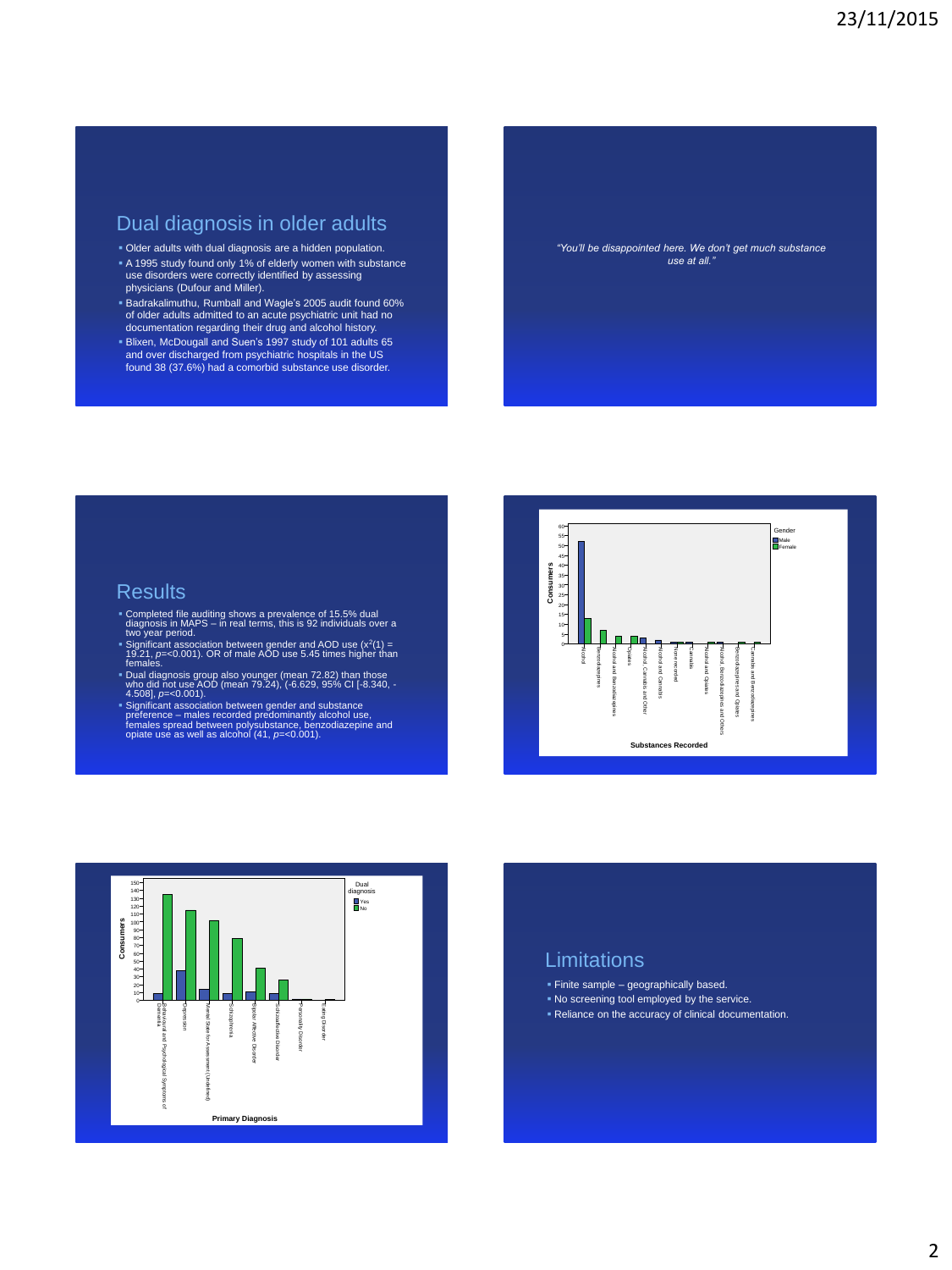## Dual diagnosis in older adults

- Older adults with dual diagnosis are a hidden population.
- A 1995 study found only 1% of elderly women with substance use disorders were correctly identified by assessing physicians (Dufour and Miller).
- Badrakalimuthu, Rumball and Wagle's 2005 audit found 60% of older adults admitted to an acute psychiatric unit had no documentation regarding their drug and alcohol history.
- Blixen, McDougall and Suen's 1997 study of 101 adults 65 and over discharged from psychiatric hospitals in the US found 38 (37.6%) had a comorbid substance use disorder.

*"You'll be disappointed here. We don't get much substance use at all."*

## Results

- Completed file auditing shows a prevalence of 15.5% dual diagnosis in MAPS – in real terms, this is 92 individuals over a two year period.
- Significant association between gender and AOD use ($x^2(1)$ = 19.21, $p$=<0.001). OR of male AOD use 5.45 times higher than females.
- Dual diagnosis group also younger (mean 72.82) than those who did not use AOD (mean 79.24), (-6.629, 95% CI [-8.340, -4.508], $p$=<0.001).
- Significant association between gender and substance preference – males recorded predominantly alcohol use, females spread between polysubstance, benzodiazepine and opiate use as well as alcohol (41, $p$=<0.001).

## Limitations

- Finite sample – geographically based.
- No screening tool employed by the service.
- Reliance on the accuracy of clinical documentation.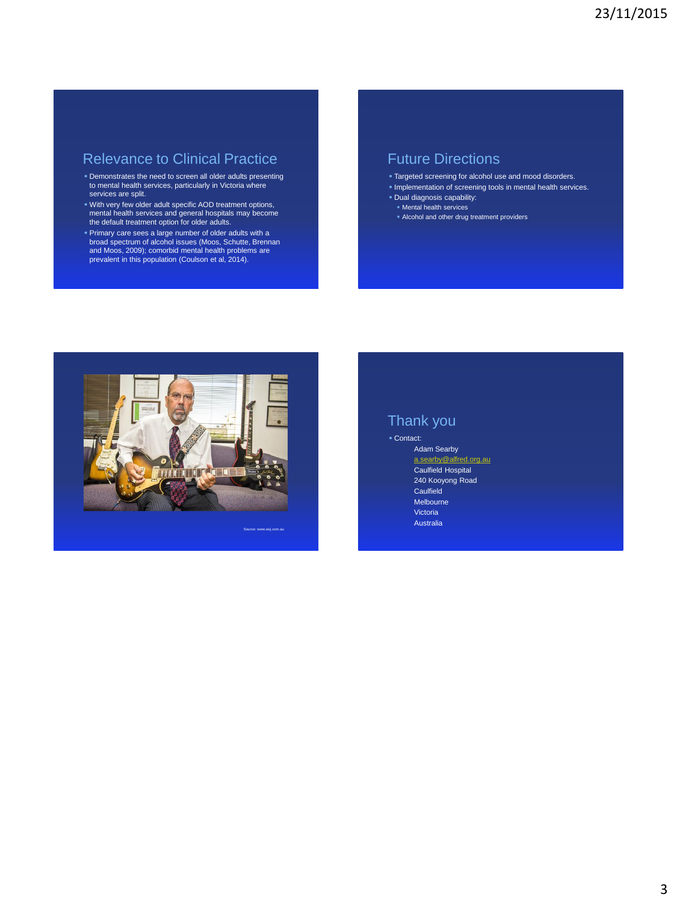## Relevance to Clinical Practice

- Demonstrates the need to screen all older adults presenting to mental health services, particularly in Victoria where services are split.
- With very few older adult specific AOD treatment options, mental health services and general hospitals may become the default treatment option for older adults.
- Primary care sees a large number of older adults with a broad spectrum of alcohol issues (Moos, Schutte, Brennan and Moos, 2009); comorbid mental health problems are prevalent in this population (Coulson et al, 2014).

## Future Directions

- Targeted screening for alcohol use and mood disorders.
- Implementation of screening tools in mental health services.
- Dual diagnosis capability:
  - Mental health services
  - Alcohol and other drug treatment providers

Source: www.wsj.com.au

## Thank you

- Contact:

  Adam Searby
  a.searby@alfred.org.au
  Caulfield Hospital
  240 Kooyong Road
  Caulfield
  Melbourne
  Victoria
  Australia